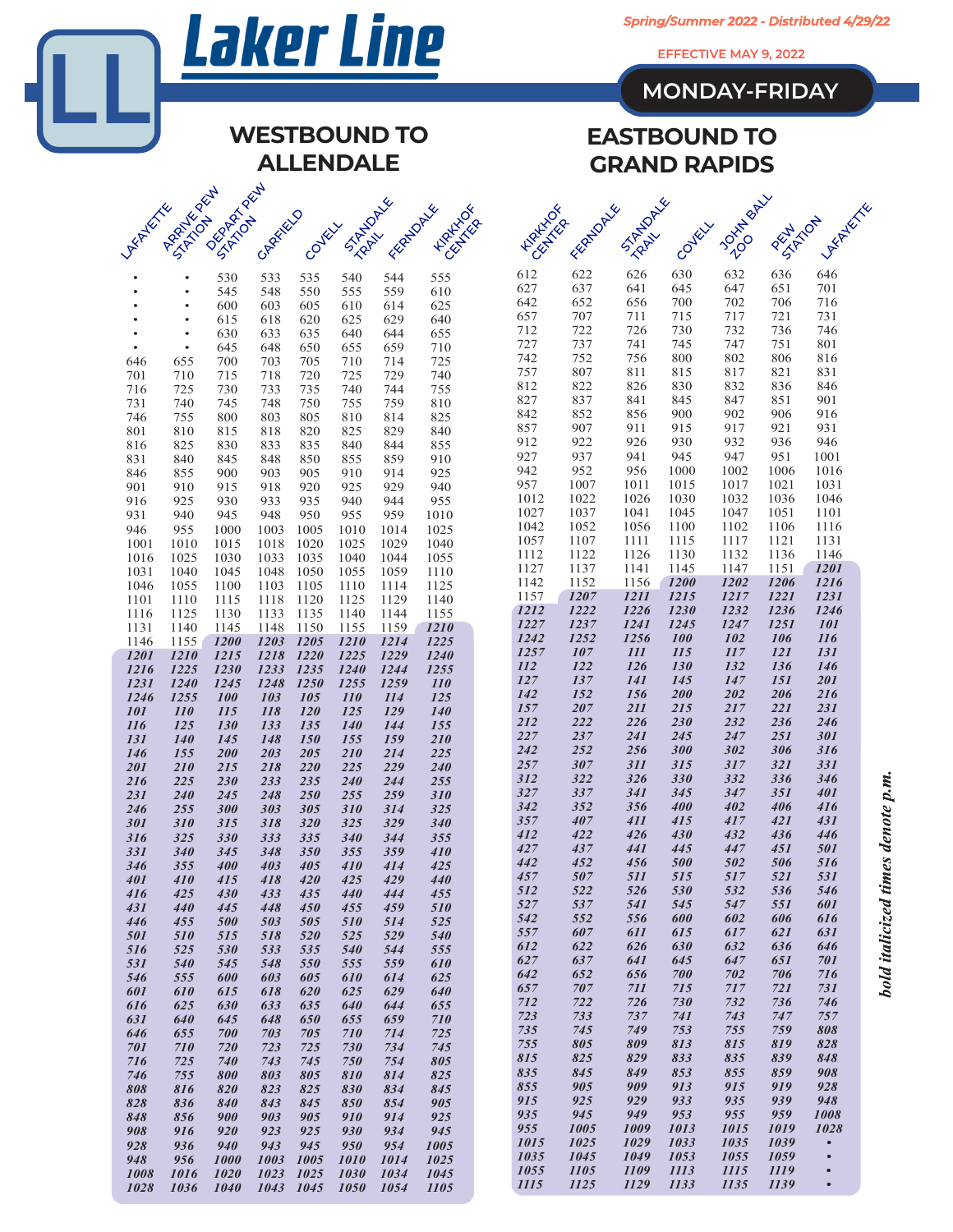# Laker Line

Spring/Summer 2022 - Distributed 4/29/22

EFFECTIVE MAY 9, 2022

**MONDAY-FRIDAY**

## WESTBOUND TO ALLENDALE

| Lafayette | Arrive Pew Station | Depart Pew Station | Garfield | Covell | Standale Trail | Ferndale | Kirkhof Center |
|---|---|---|---|---|---|---|---|
| • | • | 530 | 533 | 535 | 540 | 544 | 555 |
| • | • | 545 | 548 | 550 | 555 | 559 | 610 |
| • | • | 600 | 603 | 605 | 610 | 614 | 625 |
| • | • | 615 | 618 | 620 | 625 | 629 | 640 |
| • | • | 630 | 633 | 635 | 640 | 644 | 655 |
| • | • | 645 | 648 | 650 | 655 | 659 | 710 |
| 646 | 655 | 700 | 703 | 705 | 710 | 714 | 725 |
| 701 | 710 | 715 | 718 | 720 | 725 | 729 | 740 |
| 716 | 725 | 730 | 733 | 735 | 740 | 744 | 755 |
| 731 | 740 | 745 | 748 | 750 | 755 | 759 | 810 |
| 746 | 755 | 800 | 803 | 805 | 810 | 814 | 825 |
| 801 | 810 | 815 | 818 | 820 | 825 | 829 | 840 |
| 816 | 825 | 830 | 833 | 835 | 840 | 844 | 855 |
| 831 | 840 | 845 | 848 | 850 | 855 | 859 | 910 |
| 846 | 855 | 900 | 903 | 905 | 910 | 914 | 925 |
| 901 | 910 | 915 | 918 | 920 | 925 | 929 | 940 |
| 916 | 925 | 930 | 933 | 935 | 940 | 944 | 955 |
| 931 | 940 | 945 | 948 | 950 | 955 | 959 | 1010 |
| 946 | 955 | 1000 | 1003 | 1005 | 1010 | 1014 | 1025 |
| 1001 | 1010 | 1015 | 1018 | 1020 | 1025 | 1029 | 1040 |
| 1016 | 1025 | 1030 | 1033 | 1035 | 1040 | 1044 | 1055 |
| 1031 | 1040 | 1045 | 1048 | 1050 | 1055 | 1059 | 1110 |
| 1046 | 1055 | 1100 | 1103 | 1105 | 1110 | 1114 | 1125 |
| 1101 | 1110 | 1115 | 1118 | 1120 | 1125 | 1129 | 1140 |
| 1116 | 1125 | 1130 | 1133 | 1135 | 1140 | 1144 | 1155 |
| 1131 | 1140 | 1145 | 1148 | 1150 | 1155 | 1159 | ***1210*** |
| 1146 | 1155 | ***1200*** | ***1203*** | ***1205*** | ***1210*** | ***1214*** | ***1225*** |
| ***1201*** | ***1210*** | ***1215*** | ***1218*** | ***1220*** | ***1225*** | ***1229*** | ***1240*** |
| ***1216*** | ***1225*** | ***1230*** | ***1233*** | ***1235*** | ***1240*** | ***1244*** | ***1255*** |
| ***1231*** | ***1240*** | ***1245*** | ***1248*** | ***1250*** | ***1255*** | ***1259*** | ***110*** |
| ***1246*** | ***1255*** | ***100*** | ***103*** | ***105*** | ***110*** | ***114*** | ***125*** |
| ***101*** | ***110*** | ***115*** | ***118*** | ***120*** | ***125*** | ***129*** | ***140*** |
| ***116*** | ***125*** | ***130*** | ***133*** | ***135*** | ***140*** | ***144*** | ***155*** |
| ***131*** | ***140*** | ***145*** | ***148*** | ***150*** | ***155*** | ***159*** | ***210*** |
| ***146*** | ***155*** | ***200*** | ***203*** | ***205*** | ***210*** | ***214*** | ***225*** |
| ***201*** | ***210*** | ***215*** | ***218*** | ***220*** | ***225*** | ***229*** | ***240*** |
| ***216*** | ***225*** | ***230*** | ***233*** | ***235*** | ***240*** | ***244*** | ***255*** |
| ***231*** | ***240*** | ***245*** | ***248*** | ***250*** | ***255*** | ***259*** | ***310*** |
| ***246*** | ***255*** | ***300*** | ***303*** | ***305*** | ***310*** | ***314*** | ***325*** |
| ***301*** | ***310*** | ***315*** | ***318*** | ***320*** | ***325*** | ***329*** | ***340*** |
| ***316*** | ***325*** | ***330*** | ***333*** | ***335*** | ***340*** | ***344*** | ***355*** |
| ***331*** | ***340*** | ***345*** | ***348*** | ***350*** | ***355*** | ***359*** | ***410*** |
| ***346*** | ***355*** | ***400*** | ***403*** | ***405*** | ***410*** | ***414*** | ***425*** |
| ***401*** | ***410*** | ***415*** | ***418*** | ***420*** | ***425*** | ***429*** | ***440*** |
| ***416*** | ***425*** | ***430*** | ***433*** | ***435*** | ***440*** | ***444*** | ***455*** |
| ***431*** | ***440*** | ***445*** | ***448*** | ***450*** | ***455*** | ***459*** | ***510*** |
| ***446*** | ***455*** | ***500*** | ***503*** | ***505*** | ***510*** | ***514*** | ***525*** |
| ***501*** | ***510*** | ***515*** | ***518*** | ***520*** | ***525*** | ***529*** | ***540*** |
| ***516*** | ***525*** | ***530*** | ***533*** | ***535*** | ***540*** | ***544*** | ***555*** |
| ***531*** | ***540*** | ***545*** | ***548*** | ***550*** | ***555*** | ***559*** | ***610*** |
| ***546*** | ***555*** | ***600*** | ***603*** | ***605*** | ***610*** | ***614*** | ***625*** |
| ***601*** | ***610*** | ***615*** | ***618*** | ***620*** | ***625*** | ***629*** | ***640*** |
| ***616*** | ***625*** | ***630*** | ***633*** | ***635*** | ***640*** | ***644*** | ***655*** |
| ***631*** | ***640*** | ***645*** | ***648*** | ***650*** | ***655*** | ***659*** | ***710*** |
| ***646*** | ***655*** | ***700*** | ***703*** | ***705*** | ***710*** | ***714*** | ***725*** |
| ***701*** | ***710*** | ***720*** | ***723*** | ***725*** | ***730*** | ***734*** | ***745*** |
| ***716*** | ***725*** | ***740*** | ***743*** | ***745*** | ***750*** | ***754*** | ***805*** |
| ***746*** | ***755*** | ***800*** | ***803*** | ***805*** | ***810*** | ***814*** | ***825*** |
| ***808*** | ***816*** | ***820*** | ***823*** | ***825*** | ***830*** | ***834*** | ***845*** |
| ***828*** | ***836*** | ***840*** | ***843*** | ***845*** | ***850*** | ***854*** | ***905*** |
| ***848*** | ***856*** | ***900*** | ***903*** | ***905*** | ***910*** | ***914*** | ***925*** |
| ***908*** | ***916*** | ***920*** | ***923*** | ***925*** | ***930*** | ***934*** | ***945*** |
| ***928*** | ***936*** | ***940*** | ***943*** | ***945*** | ***950*** | ***954*** | ***1005*** |
| ***948*** | ***956*** | ***1000*** | ***1003*** | ***1005*** | ***1010*** | ***1014*** | ***1025*** |
| ***1008*** | ***1016*** | ***1020*** | ***1023*** | ***1025*** | ***1030*** | ***1034*** | ***1045*** |
| ***1028*** | ***1036*** | ***1040*** | ***1043*** | ***1045*** | ***1050*** | ***1054*** | ***1105*** |

## EASTBOUND TO GRAND RAPIDS

| Kirkhof Center | Ferndale | Standale Trail | Covell | John Ball Zoo | Pew Station | Lafayette |
|---|---|---|---|---|---|---|
| 612 | 622 | 626 | 630 | 632 | 636 | 646 |
| 627 | 637 | 641 | 645 | 647 | 651 | 701 |
| 642 | 652 | 656 | 700 | 702 | 706 | 716 |
| 657 | 707 | 711 | 715 | 717 | 721 | 731 |
| 712 | 722 | 726 | 730 | 732 | 736 | 746 |
| 727 | 737 | 741 | 745 | 747 | 751 | 801 |
| 742 | 752 | 756 | 800 | 802 | 806 | 816 |
| 757 | 807 | 811 | 815 | 817 | 821 | 831 |
| 812 | 822 | 826 | 830 | 832 | 836 | 846 |
| 827 | 837 | 841 | 845 | 847 | 851 | 901 |
| 842 | 852 | 856 | 900 | 902 | 906 | 916 |
| 857 | 907 | 911 | 915 | 917 | 921 | 931 |
| 912 | 922 | 926 | 930 | 932 | 936 | 946 |
| 927 | 937 | 941 | 945 | 947 | 951 | 1001 |
| 942 | 952 | 956 | 1000 | 1002 | 1006 | 1016 |
| 957 | 1007 | 1011 | 1015 | 1017 | 1021 | 1031 |
| 1012 | 1022 | 1026 | 1030 | 1032 | 1036 | 1046 |
| 1027 | 1037 | 1041 | 1045 | 1047 | 1051 | 1101 |
| 1042 | 1052 | 1056 | 1100 | 1102 | 1106 | 1116 |
| 1057 | 1107 | 1111 | 1115 | 1117 | 1121 | 1131 |
| 1112 | 1122 | 1126 | 1130 | 1132 | 1136 | 1146 |
| 1127 | 1137 | 1141 | 1145 | 1147 | 1151 | ***1201*** |
| 1142 | 1152 | 1156 | ***1200*** | ***1202*** | ***1206*** | ***1216*** |
| 1157 | ***1207*** | ***1211*** | ***1215*** | ***1217*** | ***1221*** | ***1231*** |
| ***1212*** | ***1222*** | ***1226*** | ***1230*** | ***1232*** | ***1236*** | ***1246*** |
| ***1227*** | ***1237*** | ***1241*** | ***1245*** | ***1247*** | ***1251*** | ***101*** |
| ***1242*** | ***1252*** | ***1256*** | ***100*** | ***102*** | ***106*** | ***116*** |
| ***1257*** | ***107*** | ***111*** | ***115*** | ***117*** | ***121*** | ***131*** |
| ***112*** | ***122*** | ***126*** | ***130*** | ***132*** | ***136*** | ***146*** |
| ***127*** | ***137*** | ***141*** | ***145*** | ***147*** | ***151*** | ***201*** |
| ***142*** | ***152*** | ***156*** | ***200*** | ***202*** | ***206*** | ***216*** |
| ***157*** | ***207*** | ***211*** | ***215*** | ***217*** | ***221*** | ***231*** |
| ***212*** | ***222*** | ***226*** | ***230*** | ***232*** | ***236*** | ***246*** |
| ***227*** | ***237*** | ***241*** | ***245*** | ***247*** | ***251*** | ***301*** |
| ***242*** | ***252*** | ***256*** | ***300*** | ***302*** | ***306*** | ***316*** |
| ***257*** | ***307*** | ***311*** | ***315*** | ***317*** | ***321*** | ***331*** |
| ***312*** | ***322*** | ***326*** | ***330*** | ***332*** | ***336*** | ***346*** |
| ***327*** | ***337*** | ***341*** | ***345*** | ***347*** | ***351*** | ***401*** |
| ***342*** | ***352*** | ***356*** | ***400*** | ***402*** | ***406*** | ***416*** |
| ***357*** | ***407*** | ***411*** | ***415*** | ***417*** | ***421*** | ***431*** |
| ***412*** | ***422*** | ***426*** | ***430*** | ***432*** | ***436*** | ***446*** |
| ***427*** | ***437*** | ***441*** | ***445*** | ***447*** | ***451*** | ***501*** |
| ***442*** | ***452*** | ***456*** | ***500*** | ***502*** | ***506*** | ***516*** |
| ***457*** | ***507*** | ***511*** | ***515*** | ***517*** | ***521*** | ***531*** |
| ***512*** | ***522*** | ***526*** | ***530*** | ***532*** | ***536*** | ***546*** |
| ***527*** | ***537*** | ***541*** | ***545*** | ***547*** | ***551*** | ***601*** |
| ***542*** | ***552*** | ***556*** | ***600*** | ***602*** | ***606*** | ***616*** |
| ***557*** | ***607*** | ***611*** | ***615*** | ***617*** | ***621*** | ***631*** |
| ***612*** | ***622*** | ***626*** | ***630*** | ***632*** | ***636*** | ***646*** |
| ***627*** | ***637*** | ***641*** | ***645*** | ***647*** | ***651*** | ***701*** |
| ***642*** | ***652*** | ***656*** | ***700*** | ***702*** | ***706*** | ***716*** |
| ***657*** | ***707*** | ***711*** | ***715*** | ***717*** | ***721*** | ***731*** |
| ***712*** | ***722*** | ***726*** | ***730*** | ***732*** | ***736*** | ***746*** |
| ***723*** | ***733*** | ***737*** | ***741*** | ***743*** | ***747*** | ***757*** |
| ***735*** | ***745*** | ***749*** | ***753*** | ***755*** | ***759*** | ***808*** |
| ***755*** | ***805*** | ***809*** | ***813*** | ***815*** | ***819*** | ***828*** |
| ***815*** | ***825*** | ***829*** | ***833*** | ***835*** | ***839*** | ***848*** |
| ***835*** | ***845*** | ***849*** | ***853*** | ***855*** | ***859*** | ***908*** |
| ***855*** | ***905*** | ***909*** | ***913*** | ***915*** | ***919*** | ***928*** |
| ***915*** | ***925*** | ***929*** | ***933*** | ***935*** | ***939*** | ***948*** |
| ***935*** | ***945*** | ***949*** | ***953*** | ***955*** | ***959*** | ***1008*** |
| ***955*** | ***1005*** | ***1009*** | ***1013*** | ***1015*** | ***1019*** | ***1028*** |
| ***1015*** | ***1025*** | ***1029*** | ***1033*** | ***1035*** | ***1039*** | • |
| ***1035*** | ***1045*** | ***1049*** | ***1053*** | ***1055*** | ***1059*** | • |
| ***1055*** | ***1105*** | ***1109*** | ***1113*** | ***1115*** | ***1119*** | • |
| ***1115*** | ***1125*** | ***1129*** | ***1133*** | ***1135*** | ***1139*** | • |

***bold italicized times denote p.m.***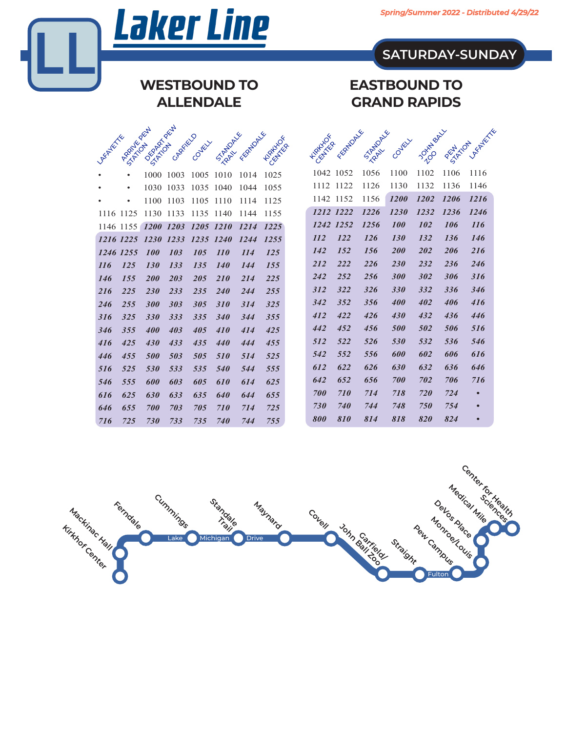# Laker Line

Spring/Summer 2022 - Distributed 4/29/22

## SATURDAY-SUNDAY

### WESTBOUND TO ALLENDALE

| LAFAYETTE | ARRIVE PEW STATION | DEPART PEW STATION | GARFIELD | COVELL | STANDALE TRAIL | FERNDALE | KIRKHOF CENTER |
|---|---|---|---|---|---|---|---|
| • | • | 1000 | 1003 | 1005 | 1010 | 1014 | 1025 |
| • | • | 1030 | 1033 | 1035 | 1040 | 1044 | 1055 |
| • | • | 1100 | 1103 | 1105 | 1110 | 1114 | 1125 |
| 1116 | 1125 | 1130 | 1133 | 1135 | 1140 | 1144 | 1155 |
| 1146 | 1155 | *1200* | *1203* | *1205* | *1210* | *1214* | *1225* |
| *1216* | *1225* | *1230* | *1233* | *1235* | *1240* | *1244* | *1255* |
| *1246* | *1255* | *100* | *103* | *105* | *110* | *114* | *125* |
| *116* | *125* | *130* | *133* | *135* | *140* | *144* | *155* |
| *146* | *155* | *200* | *203* | *205* | *210* | *214* | *225* |
| *216* | *225* | *230* | *233* | *235* | *240* | *244* | *255* |
| *246* | *255* | *300* | *303* | *305* | *310* | *314* | *325* |
| *316* | *325* | *330* | *333* | *335* | *340* | *344* | *355* |
| *346* | *355* | *400* | *403* | *405* | *410* | *414* | *425* |
| *416* | *425* | *430* | *433* | *435* | *440* | *444* | *455* |
| *446* | *455* | *500* | *503* | *505* | *510* | *514* | *525* |
| *516* | *525* | *530* | *533* | *535* | *540* | *544* | *555* |
| *546* | *555* | *600* | *603* | *605* | *610* | *614* | *625* |
| *616* | *625* | *630* | *633* | *635* | *640* | *644* | *655* |
| *646* | *655* | *700* | *703* | *705* | *710* | *714* | *725* |
| *716* | *725* | *730* | *733* | *735* | *740* | *744* | *755* |

### EASTBOUND TO GRAND RAPIDS

| KIRKHOF CENTER | FERNDALE | STANDALE TRAIL | COVELL | JOHN BALL ZOO | PEW STATION | LAFAYETTE |
|---|---|---|---|---|---|---|
| 1042 | 1052 | 1056 | 1100 | 1102 | 1106 | 1116 |
| 1112 | 1122 | 1126 | 1130 | 1132 | 1136 | 1146 |
| 1142 | 1152 | 1156 | *1200* | *1202* | *1206* | *1216* |
| *1212* | *1222* | *1226* | *1230* | *1232* | *1236* | *1246* |
| *1242* | *1252* | *1256* | *100* | *102* | *106* | *116* |
| *112* | *122* | *126* | *130* | *132* | *136* | *146* |
| *142* | *152* | *156* | *200* | *202* | *206* | *216* |
| *212* | *222* | *226* | *230* | *232* | *236* | *246* |
| *242* | *252* | *256* | *300* | *302* | *306* | *316* |
| *312* | *322* | *326* | *330* | *332* | *336* | *346* |
| *342* | *352* | *356* | *400* | *402* | *406* | *416* |
| *412* | *422* | *426* | *430* | *432* | *436* | *446* |
| *442* | *452* | *456* | *500* | *502* | *506* | *516* |
| *512* | *522* | *526* | *530* | *532* | *536* | *546* |
| *542* | *552* | *556* | *600* | *602* | *606* | *616* |
| *612* | *622* | *626* | *630* | *632* | *636* | *646* |
| *642* | *652* | *656* | *700* | *702* | *706* | *716* |
| *700* | *710* | *714* | *718* | *720* | *724* | • |
| *730* | *740* | *744* | *748* | *750* | *754* | • |
| *800* | *810* | *814* | *818* | *820* | *824* | • |

Kirkhof Center
Mackinac Hall
Ferndale
Cummings
Lake
Michigan
Standale Trail
Drive
Maynard
Covell
John Ball Zoo
Garfield/
Straight
Pew Campus
Fulton
Monroe/Louis
DeVos Place
Medical Mile
Center for Health Sciences